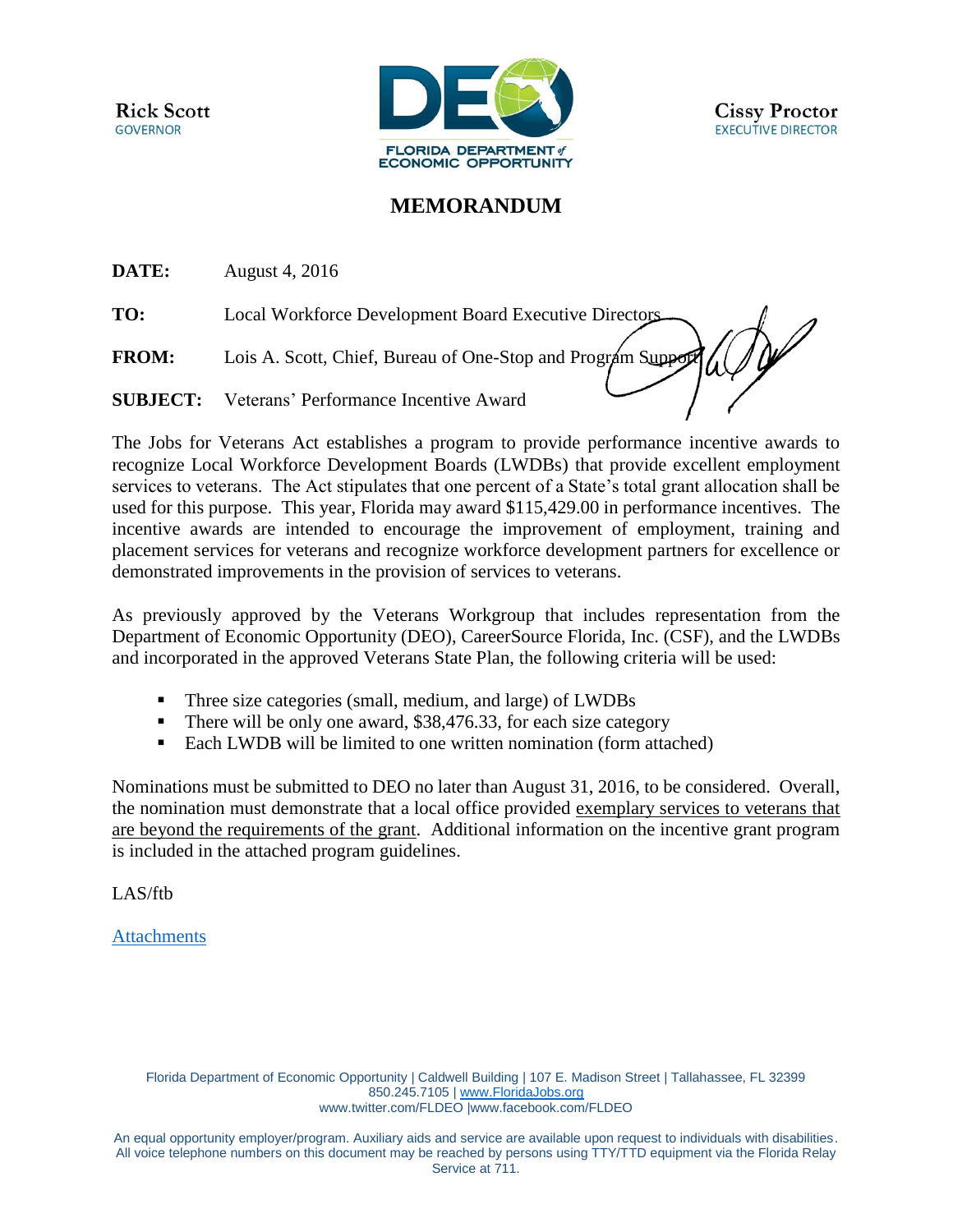Rick Scott
GOVERNOR

FLORIDA DEPARTMENT of ECONOMIC OPPORTUNITY

Cissy Proctor
EXECUTIVE DIRECTOR

# MEMORANDUM

**DATE:** August 4, 2016

**TO:** Local Workforce Development Board Executive Directors

**FROM:** Lois A. Scott, Chief, Bureau of One-Stop and Program Support

**SUBJECT:** Veterans' Performance Incentive Award

The Jobs for Veterans Act establishes a program to provide performance incentive awards to recognize Local Workforce Development Boards (LWDBs) that provide excellent employment services to veterans. The Act stipulates that one percent of a State's total grant allocation shall be used for this purpose. This year, Florida may award $115,429.00 in performance incentives. The incentive awards are intended to encourage the improvement of employment, training and placement services for veterans and recognize workforce development partners for excellence or demonstrated improvements in the provision of services to veterans.

As previously approved by the Veterans Workgroup that includes representation from the Department of Economic Opportunity (DEO), CareerSource Florida, Inc. (CSF), and the LWDBs and incorporated in the approved Veterans State Plan, the following criteria will be used:

- Three size categories (small, medium, and large) of LWDBs
- There will be only one award, $38,476.33, for each size category
- Each LWDB will be limited to one written nomination (form attached)

Nominations must be submitted to DEO no later than August 31, 2016, to be considered. Overall, the nomination must demonstrate that a local office provided exemplary services to veterans that are beyond the requirements of the grant. Additional information on the incentive grant program is included in the attached program guidelines.

LAS/ftb

Attachments

Florida Department of Economic Opportunity | Caldwell Building | 107 E. Madison Street | Tallahassee, FL 32399
850.245.7105 | www.FloridaJobs.org
www.twitter.com/FLDEO |www.facebook.com/FLDEO

An equal opportunity employer/program. Auxiliary aids and service are available upon request to individuals with disabilities. All voice telephone numbers on this document may be reached by persons using TTY/TTD equipment via the Florida Relay Service at 711.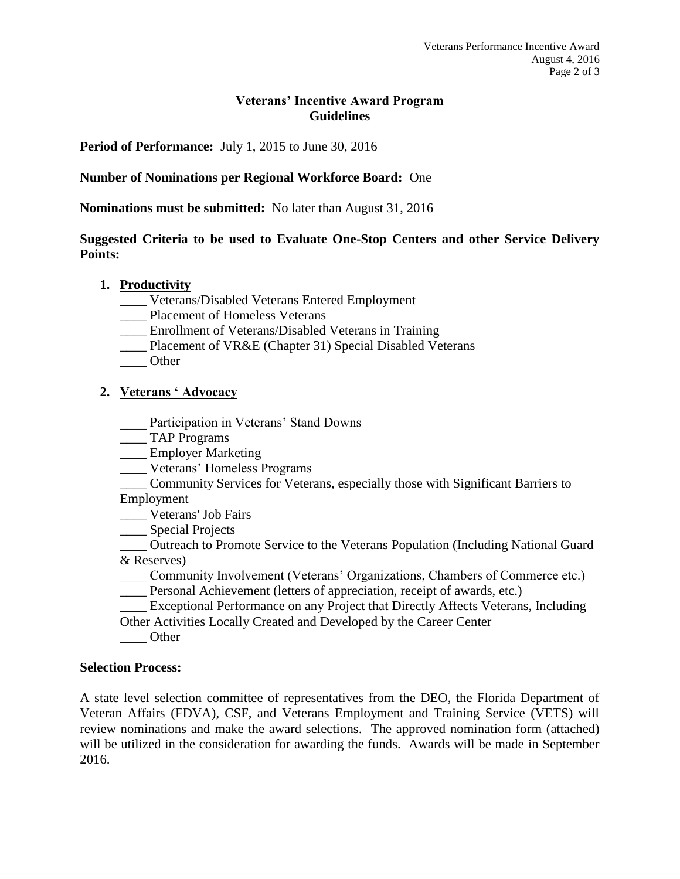## Veterans' Incentive Award Program
## Guidelines

**Period of Performance:** July 1, 2015 to June 30, 2016

**Number of Nominations per Regional Workforce Board:** One

**Nominations must be submitted:** No later than August 31, 2016

**Suggested Criteria to be used to Evaluate One-Stop Centers and other Service Delivery Points:**

1. **Productivity**
   ____ Veterans/Disabled Veterans Entered Employment
   ____ Placement of Homeless Veterans
   ____ Enrollment of Veterans/Disabled Veterans in Training
   ____ Placement of VR&E (Chapter 31) Special Disabled Veterans
   ____ Other

2. **Veterans ' Advocacy**

   ____ Participation in Veterans' Stand Downs
   ____ TAP Programs
   ____ Employer Marketing
   ____ Veterans' Homeless Programs
   ____ Community Services for Veterans, especially those with Significant Barriers to Employment
   ____ Veterans' Job Fairs
   ____ Special Projects
   ____ Outreach to Promote Service to the Veterans Population (Including National Guard & Reserves)
   ____ Community Involvement (Veterans' Organizations, Chambers of Commerce etc.)
   ____ Personal Achievement (letters of appreciation, receipt of awards, etc.)
   ____ Exceptional Performance on any Project that Directly Affects Veterans, Including Other Activities Locally Created and Developed by the Career Center
   ____ Other

**Selection Process:**

A state level selection committee of representatives from the DEO, the Florida Department of Veteran Affairs (FDVA), CSF, and Veterans Employment and Training Service (VETS) will review nominations and make the award selections. The approved nomination form (attached) will be utilized in the consideration for awarding the funds. Awards will be made in September 2016.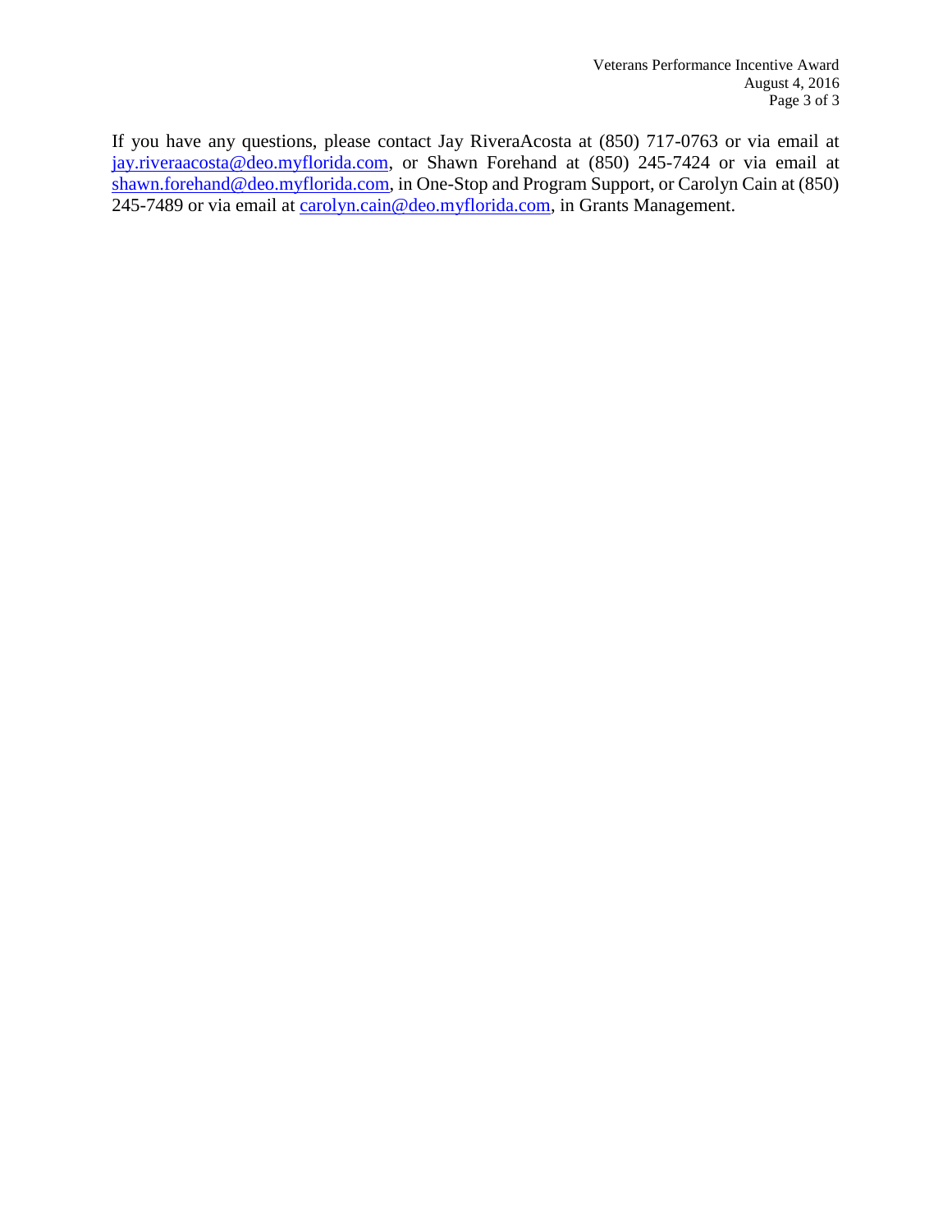If you have any questions, please contact Jay RiveraAcosta at (850) 717-0763 or via email at jay.riveraacosta@deo.myflorida.com, or Shawn Forehand at (850) 245-7424 or via email at shawn.forehand@deo.myflorida.com, in One-Stop and Program Support, or Carolyn Cain at (850) 245-7489 or via email at carolyn.cain@deo.myflorida.com, in Grants Management.